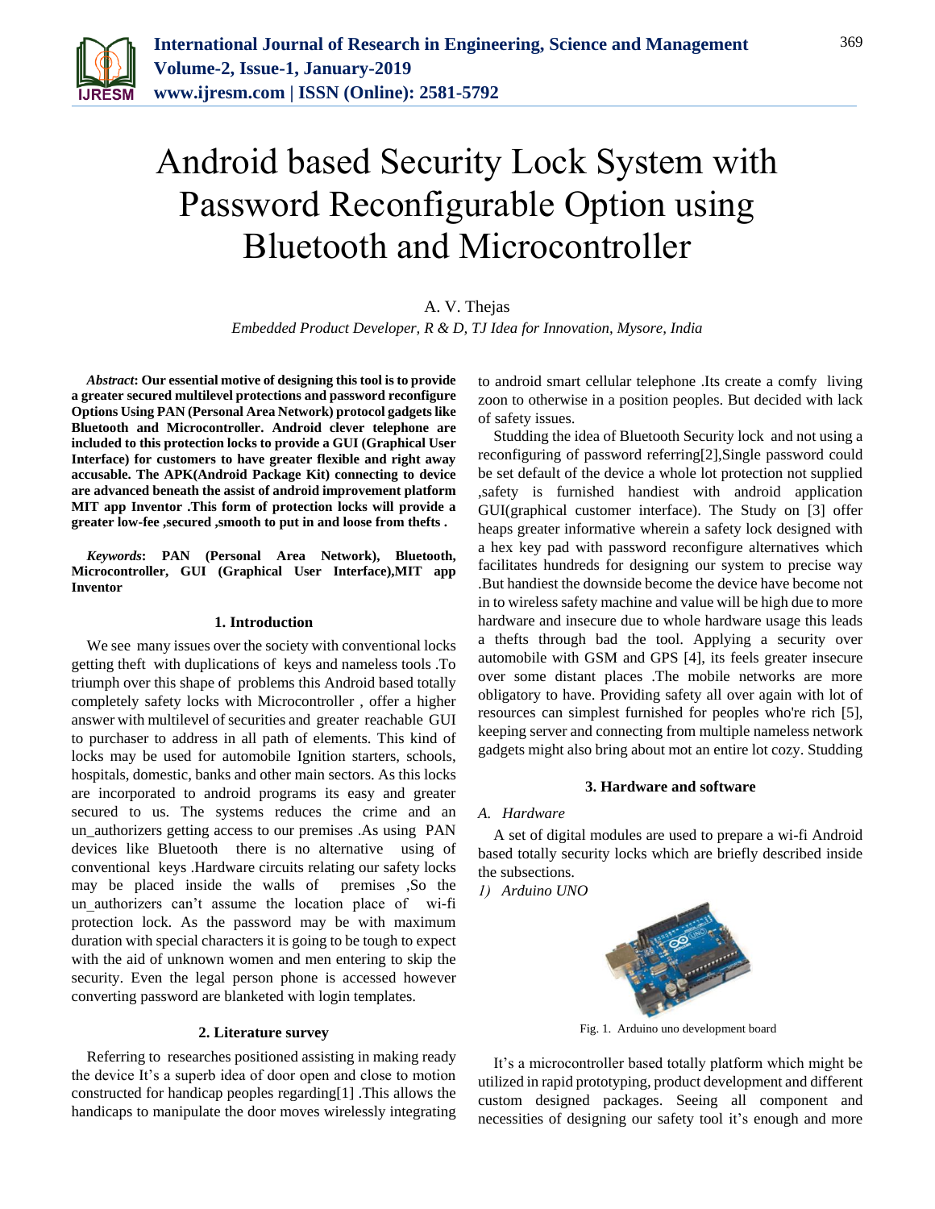# Android based Security Lock System with Password Reconfigurable Option using Bluetooth and Microcontroller

A. V. Thejas

*Embedded Product Developer, R & D, TJ Idea for Innovation, Mysore, India*

***Abstract*: Our essential motive of designing this tool is to provide a greater secured multilevel protections and password reconfigure Options Using PAN (Personal Area Network) protocol gadgets like Bluetooth and Microcontroller. Android clever telephone are included to this protection locks to provide a GUI (Graphical User Interface) for customers to have greater flexible and right away accusable. The APK(Android Package Kit) connecting to device are advanced beneath the assist of android improvement platform MIT app Inventor .This form of protection locks will provide a greater low-fee ,secured ,smooth to put in and loose from thefts .**

***Keywords*: PAN (Personal Area Network), Bluetooth, Microcontroller, GUI (Graphical User Interface),MIT app Inventor**

## 1. Introduction

We see many issues over the society with conventional locks getting theft with duplications of keys and nameless tools .To triumph over this shape of problems this Android based totally completely safety locks with Microcontroller , offer a higher answer with multilevel of securities and greater reachable GUI to purchaser to address in all path of elements. This kind of locks may be used for automobile Ignition starters, schools, hospitals, domestic, banks and other main sectors. As this locks are incorporated to android programs its easy and greater secured to us. The systems reduces the crime and an un_authorizers getting access to our premises .As using PAN devices like Bluetooth there is no alternative using of conventional keys .Hardware circuits relating our safety locks may be placed inside the walls of premises ,So the un_authorizers can't assume the location place of wi-fi protection lock. As the password may be with maximum duration with special characters it is going to be tough to expect with the aid of unknown women and men entering to skip the security. Even the legal person phone is accessed however converting password are blanketed with login templates.

## 2. Literature survey

Referring to researches positioned assisting in making ready the device It's a superb idea of door open and close to motion constructed for handicap peoples regarding[1] .This allows the handicaps to manipulate the door moves wirelessly integrating to android smart cellular telephone .Its create a comfy living zoon to otherwise in a position peoples. But decided with lack of safety issues.

Studding the idea of Bluetooth Security lock and not using a reconfiguring of password referring[2],Single password could be set default of the device a whole lot protection not supplied ,safety is furnished handiest with android application GUI(graphical customer interface). The Study on [3] offer heaps greater informative wherein a safety lock designed with a hex key pad with password reconfigure alternatives which facilitates hundreds for designing our system to precise way .But handiest the downside become the device have become not in to wireless safety machine and value will be high due to more hardware and insecure due to whole hardware usage this leads a thefts through bad the tool. Applying a security over automobile with GSM and GPS [4], its feels greater insecure over some distant places .The mobile networks are more obligatory to have. Providing safety all over again with lot of resources can simplest furnished for peoples who're rich [5], keeping server and connecting from multiple nameless network gadgets might also bring about mot an entire lot cozy. Studding

## 3. Hardware and software

### *A. Hardware*

A set of digital modules are used to prepare a wi-fi Android based totally security locks which are briefly described inside the subsections.

*1) Arduino UNO*

Fig. 1. Arduino uno development board

It's a microcontroller based totally platform which might be utilized in rapid prototyping, product development and different custom designed packages. Seeing all component and necessities of designing our safety tool it's enough and more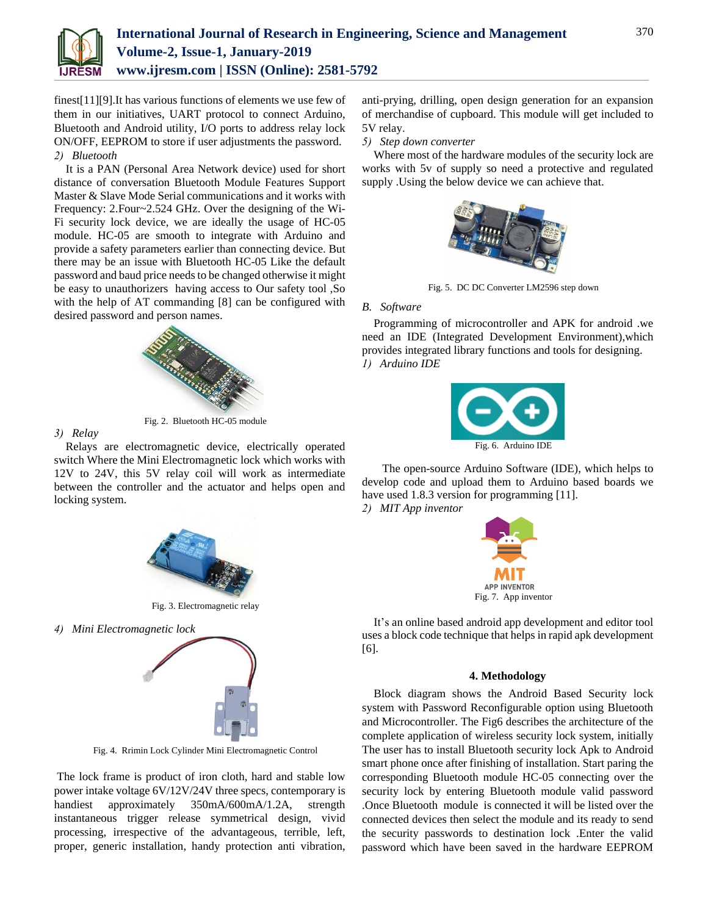finest[11][9].It has various functions of elements we use few of them in our initiatives, UART protocol to connect Arduino, Bluetooth and Android utility, I/O ports to address relay lock ON/OFF, EEPROM to store if user adjustments the password.

*2) Bluetooth*

It is a PAN (Personal Area Network device) used for short distance of conversation Bluetooth Module Features Support Master & Slave Mode Serial communications and it works with Frequency: 2.Four~2.524 GHz. Over the designing of the Wi-Fi security lock device, we are ideally the usage of HC-05 module. HC-05 are smooth to integrate with Arduino and provide a safety parameters earlier than connecting device. But there may be an issue with Bluetooth HC-05 Like the default password and baud price needs to be changed otherwise it might be easy to unauthorizers having access to Our safety tool ,So with the help of AT commanding [8] can be configured with desired password and person names.

Fig. 2. Bluetooth HC-05 module

*3) Relay*

Relays are electromagnetic device, electrically operated switch Where the Mini Electromagnetic lock which works with 12V to 24V, this 5V relay coil will work as intermediate between the controller and the actuator and helps open and locking system.

Fig. 3. Electromagnetic relay

*4) Mini Electromagnetic lock*

Fig. 4. Rrimin Lock Cylinder Mini Electromagnetic Control

The lock frame is product of iron cloth, hard and stable low power intake voltage 6V/12V/24V three specs, contemporary is handiest approximately 350mA/600mA/1.2A, strength instantaneous trigger release symmetrical design, vivid processing, irrespective of the advantageous, terrible, left, proper, generic installation, handy protection anti vibration, anti-prying, drilling, open design generation for an expansion of merchandise of cupboard. This module will get included to 5V relay.

*5) Step down converter*

Where most of the hardware modules of the security lock are works with 5v of supply so need a protective and regulated supply .Using the below device we can achieve that.

Fig. 5. DC DC Converter LM2596 step down

*B. Software*

Programming of microcontroller and APK for android .we need an IDE (Integrated Development Environment),which provides integrated library functions and tools for designing.

*1) Arduino IDE*

Fig. 6. Arduino IDE

The open-source Arduino Software (IDE), which helps to develop code and upload them to Arduino based boards we have used 1.8.3 version for programming [11].

*2) MIT App inventor*

Fig. 7. App inventor

It's an online based android app development and editor tool uses a block code technique that helps in rapid apk development [6].

## 4. Methodology

Block diagram shows the Android Based Security lock system with Password Reconfigurable option using Bluetooth and Microcontroller. The Fig6 describes the architecture of the complete application of wireless security lock system, initially The user has to install Bluetooth security lock Apk to Android smart phone once after finishing of installation. Start paring the corresponding Bluetooth module HC-05 connecting over the security lock by entering Bluetooth module valid password .Once Bluetooth module is connected it will be listed over the connected devices then select the module and its ready to send the security passwords to destination lock .Enter the valid password which have been saved in the hardware EEPROM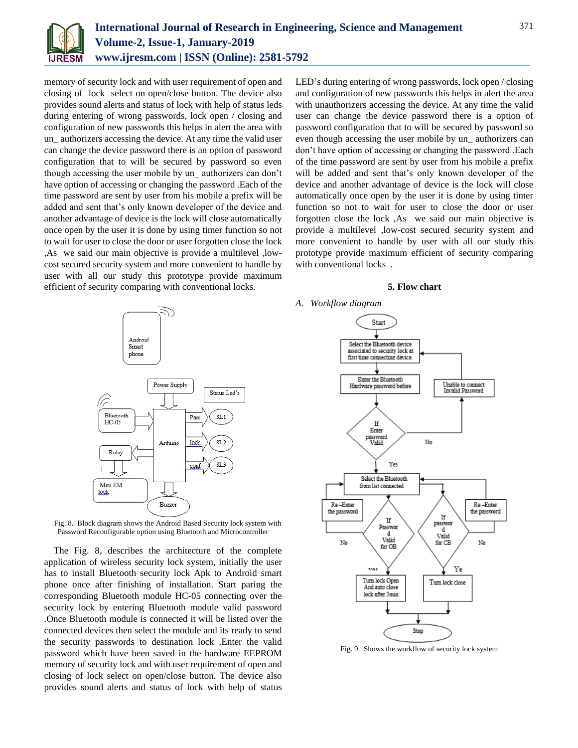memory of security lock and with user requirement of open and closing of lock select on open/close button. The device also provides sound alerts and status of lock with help of status leds during entering of wrong passwords, lock open / closing and configuration of new passwords this helps in alert the area with un_ authorizers accessing the device. At any time the valid user can change the device password there is an option of password configuration that to will be secured by password so even though accessing the user mobile by un_ authorizers can don't have option of accessing or changing the password .Each of the time password are sent by user from his mobile a prefix will be added and sent that's only known developer of the device and another advantage of device is the lock will close automatically once open by the user it is done by using timer function so not to wait for user to close the door or user forgotten close the lock ,As we said our main objective is provide a multilevel ,low-cost secured security system and more convenient to handle by user with all our study this prototype provide maximum efficient of security comparing with conventional locks.

Fig. 8. Block diagram shows the Android Based Security lock system with Password Reconfigurable option using Bluetooth and Microcontroller

The Fig. 8, describes the architecture of the complete application of wireless security lock system, initially the user has to install Bluetooth security lock Apk to Android smart phone once after finishing of installation. Start paring the corresponding Bluetooth module HC-05 connecting over the security lock by entering Bluetooth module valid password .Once Bluetooth module is connected it will be listed over the connected devices then select the module and its ready to send the security passwords to destination lock .Enter the valid password which have been saved in the hardware EEPROM memory of security lock and with user requirement of open and closing of lock select on open/close button. The device also provides sound alerts and status of lock with help of status LED's during entering of wrong passwords, lock open / closing and configuration of new passwords this helps in alert the area with unauthorizers accessing the device. At any time the valid user can change the device password there is a option of password configuration that to will be secured by password so even though accessing the user mobile by un_ authorizers can don't have option of accessing or changing the password .Each of the time password are sent by user from his mobile a prefix will be added and sent that's only known developer of the device and another advantage of device is the lock will close automatically once open by the user it is done by using timer function so not to wait for user to close the door or user forgotten close the lock ,As we said our main objective is provide a multilevel ,low-cost secured security system and more convenient to handle by user with all our study this prototype provide maximum efficient of security comparing with conventional locks .

## 5. Flow chart

*A. Workflow diagram*

Fig. 9. Shows the workflow of security lock system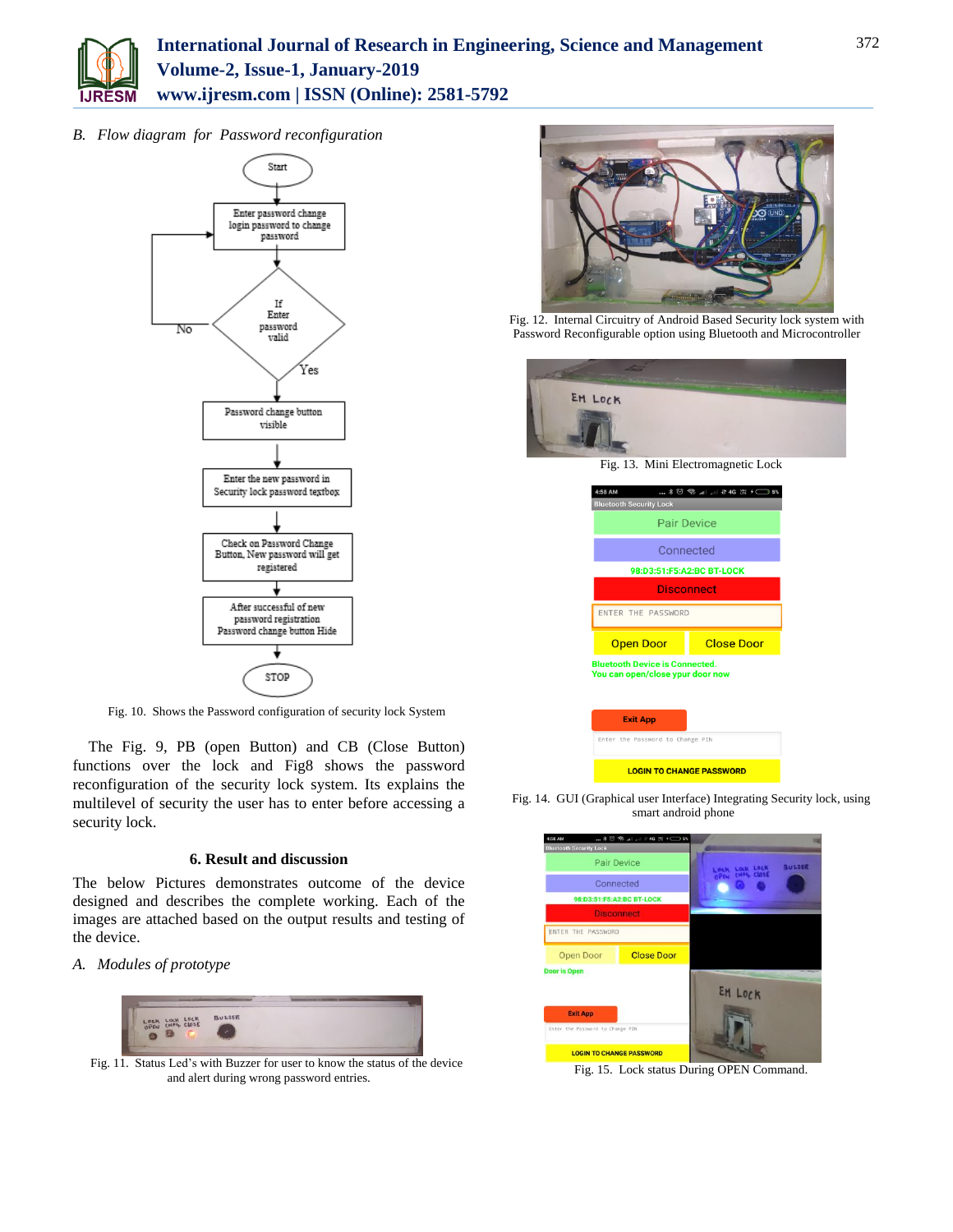*B. Flow diagram for Password reconfiguration*

Fig. 10. Shows the Password configuration of security lock System

The Fig. 9, PB (open Button) and CB (Close Button) functions over the lock and Fig8 shows the password reconfiguration of the security lock system. Its explains the multilevel of security the user has to enter before accessing a security lock.

### 6. Result and discussion

The below Pictures demonstrates outcome of the device designed and describes the complete working. Each of the images are attached based on the output results and testing of the device.

*A. Modules of prototype*

Fig. 11. Status Led's with Buzzer for user to know the status of the device and alert during wrong password entries.

Fig. 12. Internal Circuitry of Android Based Security lock system with Password Reconfigurable option using Bluetooth and Microcontroller

Fig. 13. Mini Electromagnetic Lock

Fig. 14. GUI (Graphical user Interface) Integrating Security lock, using smart android phone

Fig. 15. Lock status During OPEN Command.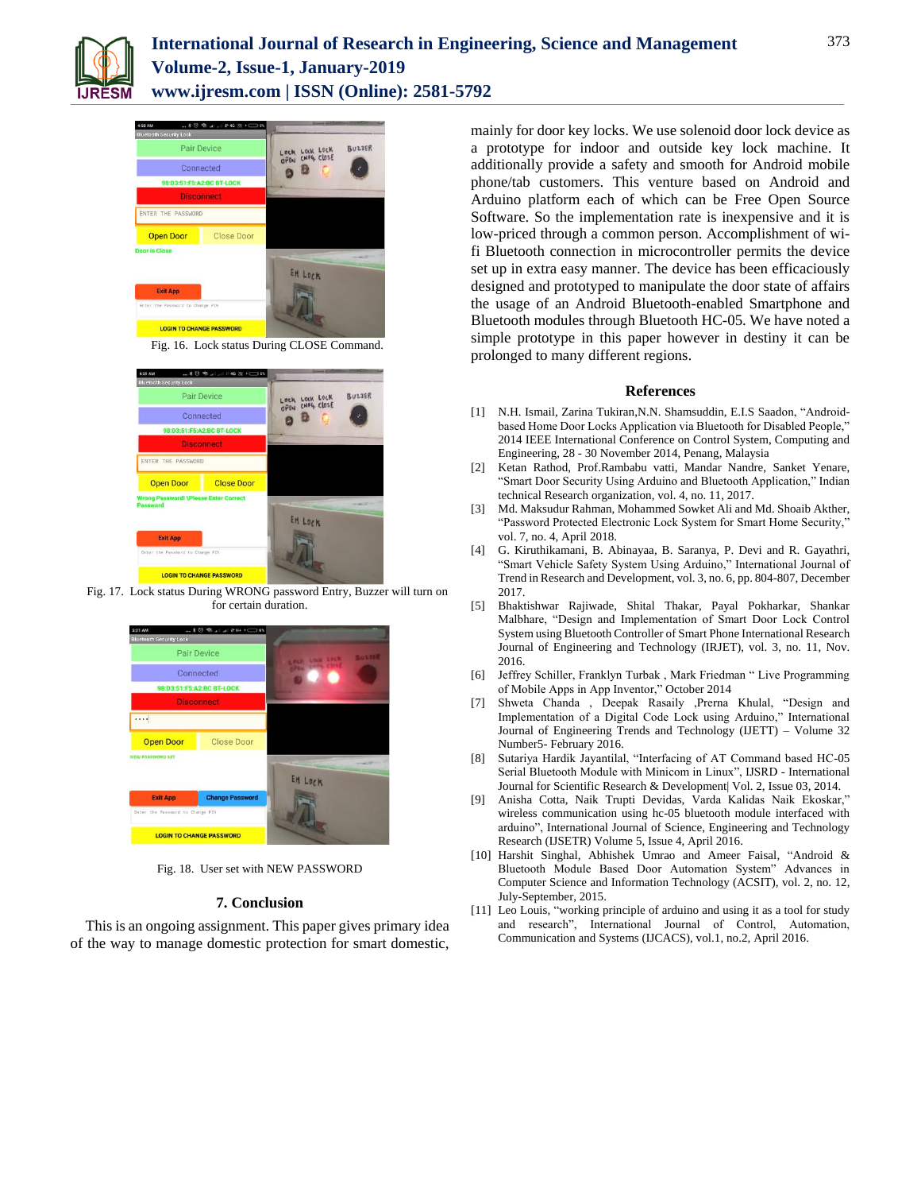Fig. 16. Lock status During CLOSE Command.

Fig. 17. Lock status During WRONG password Entry, Buzzer will turn on for certain duration.

Fig. 18. User set with NEW PASSWORD

## 7. Conclusion

This is an ongoing assignment. This paper gives primary idea of the way to manage domestic protection for smart domestic, mainly for door key locks. We use solenoid door lock device as a prototype for indoor and outside key lock machine. It additionally provide a safety and smooth for Android mobile phone/tab customers. This venture based on Android and Arduino platform each of which can be Free Open Source Software. So the implementation rate is inexpensive and it is low-priced through a common person. Accomplishment of wi-fi Bluetooth connection in microcontroller permits the device set up in extra easy manner. The device has been efficaciously designed and prototyped to manipulate the door state of affairs the usage of an Android Bluetooth-enabled Smartphone and Bluetooth modules through Bluetooth HC-05. We have noted a simple prototype in this paper however in destiny it can be prolonged to many different regions.

## References

[1] N.H. Ismail, Zarina Tukiran,N.N. Shamsuddin, E.I.S Saadon, "Android-based Home Door Locks Application via Bluetooth for Disabled People," 2014 IEEE International Conference on Control System, Computing and Engineering, 28 - 30 November 2014, Penang, Malaysia

[2] Ketan Rathod, Prof.Rambabu vatti, Mandar Nandre, Sanket Yenare, "Smart Door Security Using Arduino and Bluetooth Application," Indian technical Research organization, vol. 4, no. 11, 2017.

[3] Md. Maksudur Rahman, Mohammed Sowket Ali and Md. Shoaib Akther, "Password Protected Electronic Lock System for Smart Home Security," vol. 7, no. 4, April 2018.

[4] G. Kiruthikamani, B. Abinayaa, B. Saranya, P. Devi and R. Gayathri, "Smart Vehicle Safety System Using Arduino," International Journal of Trend in Research and Development, vol. 3, no. 6, pp. 804-807, December 2017.

[5] Bhaktishwar Rajiwade, Shital Thakar, Payal Pokharkar, Shankar Malbhare, "Design and Implementation of Smart Door Lock Control System using Bluetooth Controller of Smart Phone International Research Journal of Engineering and Technology (IRJET), vol. 3, no. 11, Nov. 2016.

[6] Jeffrey Schiller, Franklyn Turbak , Mark Friedman " Live Programming of Mobile Apps in App Inventor," October 2014

[7] Shweta Chanda , Deepak Rasaily ,Prerna Khulal, "Design and Implementation of a Digital Code Lock using Arduino," International Journal of Engineering Trends and Technology (IJETT) – Volume 32 Number5- February 2016.

[8] Sutariya Hardik Jayantilal, "Interfacing of AT Command based HC-05 Serial Bluetooth Module with Minicom in Linux", IJSRD - International Journal for Scientific Research & Development| Vol. 2, Issue 03, 2014.

[9] Anisha Cotta, Naik Trupti Devidas, Varda Kalidas Naik Ekoskar," wireless communication using hc-05 bluetooth module interfaced with arduino", International Journal of Science, Engineering and Technology Research (IJSETR) Volume 5, Issue 4, April 2016.

[10] Harshit Singhal, Abhishek Umrao and Ameer Faisal, "Android & Bluetooth Module Based Door Automation System" Advances in Computer Science and Information Technology (ACSIT), vol. 2, no. 12, July-September, 2015.

[11] Leo Louis, "working principle of arduino and using it as a tool for study and research", International Journal of Control, Automation, Communication and Systems (IJCACS), vol.1, no.2, April 2016.